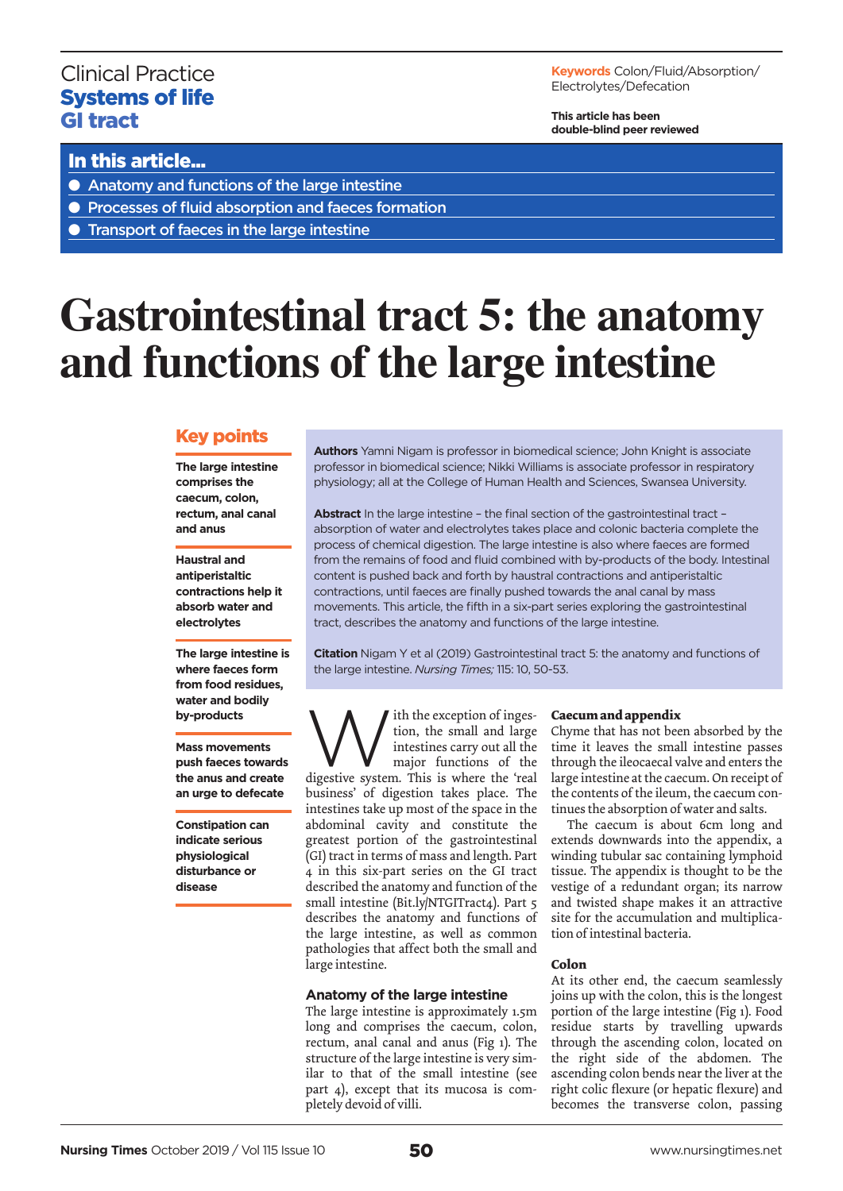Clinical Practice
**Systems of life**
**GI tract**

**Keywords** Colon/Fluid/Absorption/Electrolytes/Defecation

**This article has been double-blind peer reviewed**

## In this article...

- Anatomy and functions of the large intestine
- Processes of fluid absorption and faeces formation
- Transport of faeces in the large intestine

# Gastrointestinal tract 5: the anatomy and functions of the large intestine

## Key points

**The large intestine comprises the caecum, colon, rectum, anal canal and anus**

**Haustral and antiperistaltic contractions help it absorb water and electrolytes**

**The large intestine is where faeces form from food residues, water and bodily by-products**

**Mass movements push faeces towards the anus and create an urge to defecate**

**Constipation can indicate serious physiological disturbance or disease**

**Authors** Yamni Nigam is professor in biomedical science; John Knight is associate professor in biomedical science; Nikki Williams is associate professor in respiratory physiology; all at the College of Human Health and Sciences, Swansea University.

**Abstract** In the large intestine – the final section of the gastrointestinal tract – absorption of water and electrolytes takes place and colonic bacteria complete the process of chemical digestion. The large intestine is also where faeces are formed from the remains of food and fluid combined with by-products of the body. Intestinal content is pushed back and forth by haustral contractions and antiperistaltic contractions, until faeces are finally pushed towards the anal canal by mass movements. This article, the fifth in a six-part series exploring the gastrointestinal tract, describes the anatomy and functions of the large intestine.

**Citation** Nigam Y et al (2019) Gastrointestinal tract 5: the anatomy and functions of the large intestine. *Nursing Times;* 115: 10, 50-53.

With the exception of ingestion, the small and large intestines carry out all the major functions of the digestive system. This is where the 'real business' of digestion takes place. The intestines take up most of the space in the abdominal cavity and constitute the greatest portion of the gastrointestinal (GI) tract in terms of mass and length. Part 4 in this six-part series on the GI tract described the anatomy and function of the small intestine (Bit.ly/NTGITract4). Part 5 describes the anatomy and functions of the large intestine, as well as common pathologies that affect both the small and large intestine.

### Anatomy of the large intestine

The large intestine is approximately 1.5m long and comprises the caecum, colon, rectum, anal canal and anus (Fig 1). The structure of the large intestine is very similar to that of the small intestine (see part 4), except that its mucosa is completely devoid of villi.

### Caecum and appendix

Chyme that has not been absorbed by the time it leaves the small intestine passes through the ileocaecal valve and enters the large intestine at the caecum. On receipt of the contents of the ileum, the caecum continues the absorption of water and salts.

The caecum is about 6cm long and extends downwards into the appendix, a winding tubular sac containing lymphoid tissue. The appendix is thought to be the vestige of a redundant organ; its narrow and twisted shape makes it an attractive site for the accumulation and multiplication of intestinal bacteria.

### Colon

At its other end, the caecum seamlessly joins up with the colon, this is the longest portion of the large intestine (Fig 1). Food residue starts by travelling upwards through the ascending colon, located on the right side of the abdomen. The ascending colon bends near the liver at the right colic flexure (or hepatic flexure) and becomes the transverse colon, passing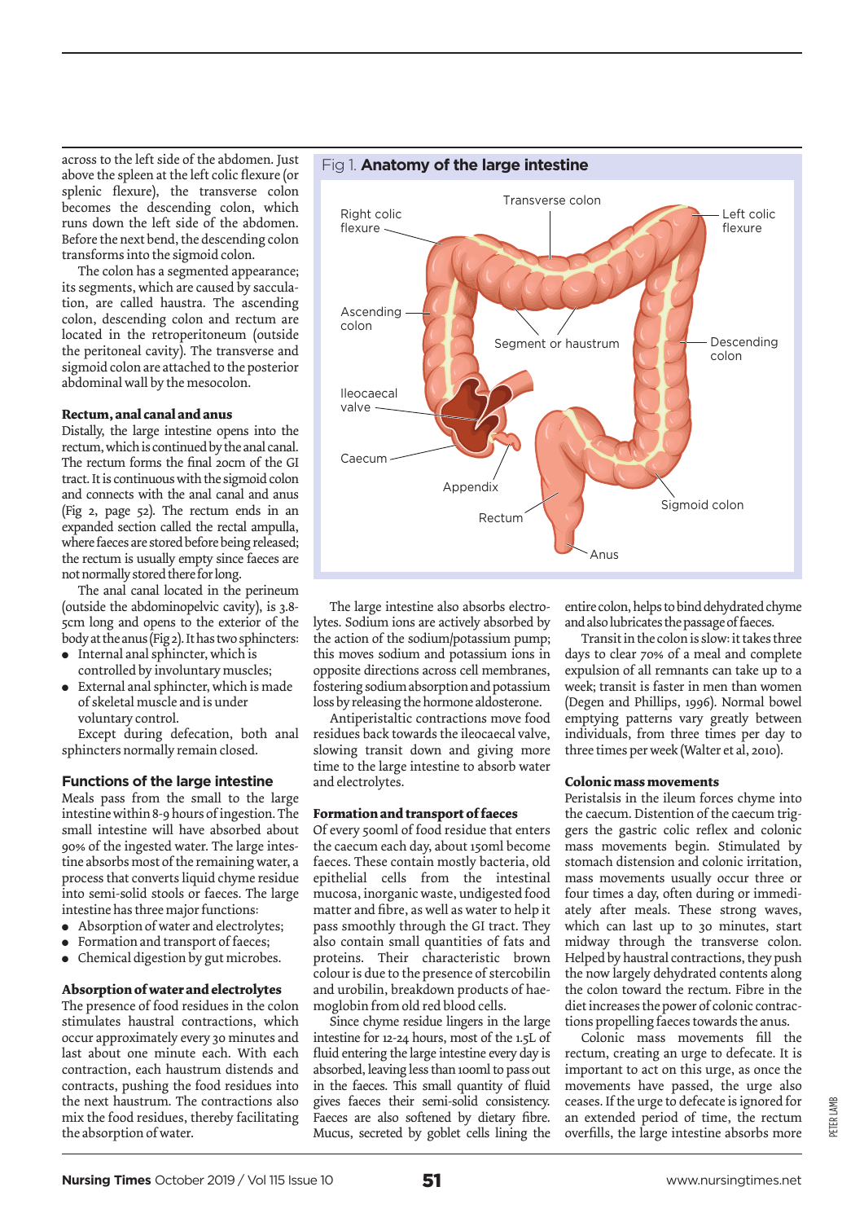across to the left side of the abdomen. Just above the spleen at the left colic flexure (or splenic flexure), the transverse colon becomes the descending colon, which runs down the left side of the abdomen. Before the next bend, the descending colon transforms into the sigmoid colon.

The colon has a segmented appearance; its segments, which are caused by sacculation, are called haustra. The ascending colon, descending colon and rectum are located in the retroperitoneum (outside the peritoneal cavity). The transverse and sigmoid colon are attached to the posterior abdominal wall by the mesocolon.

### Rectum, anal canal and anus

Distally, the large intestine opens into the rectum, which is continued by the anal canal. The rectum forms the final 20cm of the GI tract. It is continuous with the sigmoid colon and connects with the anal canal and anus (Fig 2, page 52). The rectum ends in an expanded section called the rectal ampulla, where faeces are stored before being released; the rectum is usually empty since faeces are not normally stored there for long.

The anal canal located in the perineum (outside the abdominopelvic cavity), is 3.8-5cm long and opens to the exterior of the body at the anus (Fig 2). It has two sphincters:

- Internal anal sphincter, which is controlled by involuntary muscles;
- External anal sphincter, which is made of skeletal muscle and is under voluntary control.

Except during defecation, both anal sphincters normally remain closed.

Fig 1. **Anatomy of the large intestine**

## Functions of the large intestine

Meals pass from the small to the large intestine within 8-9 hours of ingestion. The small intestine will have absorbed about 90% of the ingested water. The large intestine absorbs most of the remaining water, a process that converts liquid chyme residue into semi-solid stools or faeces. The large intestine has three major functions:

- Absorption of water and electrolytes;
- Formation and transport of faeces;
- Chemical digestion by gut microbes.

### Absorption of water and electrolytes

The presence of food residues in the colon stimulates haustral contractions, which occur approximately every 30 minutes and last about one minute each. With each contraction, each haustrum distends and contracts, pushing the food residues into the next haustrum. The contractions also mix the food residues, thereby facilitating the absorption of water.

The large intestine also absorbs electrolytes. Sodium ions are actively absorbed by the action of the sodium/potassium pump; this moves sodium and potassium ions in opposite directions across cell membranes, fostering sodium absorption and potassium loss by releasing the hormone aldosterone.

Antiperistaltic contractions move food residues back towards the ileocaecal valve, slowing transit down and giving more time to the large intestine to absorb water and electrolytes.

### Formation and transport of faeces

Of every 500ml of food residue that enters the caecum each day, about 150ml become faeces. These contain mostly bacteria, old epithelial cells from the intestinal mucosa, inorganic waste, undigested food matter and fibre, as well as water to help it pass smoothly through the GI tract. They also contain small quantities of fats and proteins. Their characteristic brown colour is due to the presence of stercobilin and urobilin, breakdown products of haemoglobin from old red blood cells.

Since chyme residue lingers in the large intestine for 12-24 hours, most of the 1.5L of fluid entering the large intestine every day is absorbed, leaving less than 100ml to pass out in the faeces. This small quantity of fluid gives faeces their semi-solid consistency. Faeces are also softened by dietary fibre. Mucus, secreted by goblet cells lining the entire colon, helps to bind dehydrated chyme and also lubricates the passage of faeces.

Transit in the colon is slow: it takes three days to clear 70% of a meal and complete expulsion of all remnants can take up to a week; transit is faster in men than women (Degen and Phillips, 1996). Normal bowel emptying patterns vary greatly between individuals, from three times per day to three times per week (Walter et al, 2010).

### Colonic mass movements

Peristalsis in the ileum forces chyme into the caecum. Distention of the caecum triggers the gastric colic reflex and colonic mass movements begin. Stimulated by stomach distension and colonic irritation, mass movements usually occur three or four times a day, often during or immediately after meals. These strong waves, which can last up to 30 minutes, start midway through the transverse colon. Helped by haustral contractions, they push the now largely dehydrated contents along the colon toward the rectum. Fibre in the diet increases the power of colonic contractions propelling faeces towards the anus.

Colonic mass movements fill the rectum, creating an urge to defecate. It is important to act on this urge, as once the movements have passed, the urge also ceases. If the urge to defecate is ignored for an extended period of time, the rectum overfills, the large intestine absorbs more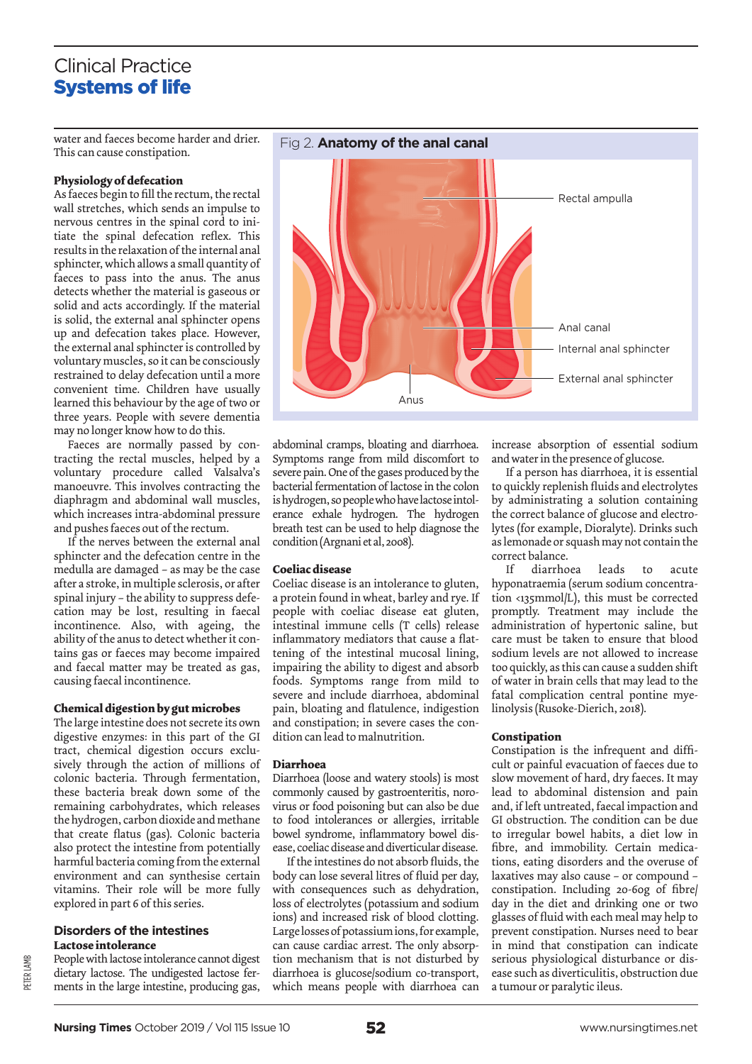water and faeces become harder and drier. This can cause constipation.

### Physiology of defecation

As faeces begin to fill the rectum, the rectal wall stretches, which sends an impulse to nervous centres in the spinal cord to initiate the spinal defecation reflex. This results in the relaxation of the internal anal sphincter, which allows a small quantity of faeces to pass into the anus. The anus detects whether the material is gaseous or solid and acts accordingly. If the material is solid, the external anal sphincter opens up and defecation takes place. However, the external anal sphincter is controlled by voluntary muscles, so it can be consciously restrained to delay defecation until a more convenient time. Children have usually learned this behaviour by the age of two or three years. People with severe dementia may no longer know how to do this.

Faeces are normally passed by contracting the rectal muscles, helped by a voluntary procedure called Valsalva's manoeuvre. This involves contracting the diaphragm and abdominal wall muscles, which increases intra-abdominal pressure and pushes faeces out of the rectum.

If the nerves between the external anal sphincter and the defecation centre in the medulla are damaged – as may be the case after a stroke, in multiple sclerosis, or after spinal injury – the ability to suppress defecation may be lost, resulting in faecal incontinence. Also, with ageing, the ability of the anus to detect whether it contains gas or faeces may become impaired and faecal matter may be treated as gas, causing faecal incontinence.

### Chemical digestion by gut microbes

The large intestine does not secrete its own digestive enzymes: in this part of the GI tract, chemical digestion occurs exclusively through the action of millions of colonic bacteria. Through fermentation, these bacteria break down some of the remaining carbohydrates, which releases the hydrogen, carbon dioxide and methane that create flatus (gas). Colonic bacteria also protect the intestine from potentially harmful bacteria coming from the external environment and can synthesise certain vitamins. Their role will be more fully explored in part 6 of this series.

Fig 2. **Anatomy of the anal canal**

Rectal ampulla

Anal canal

Internal anal sphincter

External anal sphincter

Anus

## Disorders of the intestines

### Lactose intolerance

People with lactose intolerance cannot digest dietary lactose. The undigested lactose ferments in the large intestine, producing gas, abdominal cramps, bloating and diarrhoea. Symptoms range from mild discomfort to severe pain. One of the gases produced by the bacterial fermentation of lactose in the colon is hydrogen, so people who have lactose intolerance exhale hydrogen. The hydrogen breath test can be used to help diagnose the condition (Argnani et al, 2008).

### Coeliac disease

Coeliac disease is an intolerance to gluten, a protein found in wheat, barley and rye. If people with coeliac disease eat gluten, intestinal immune cells (T cells) release inflammatory mediators that cause a flattening of the intestinal mucosal lining, impairing the ability to digest and absorb foods. Symptoms range from mild to severe and include diarrhoea, abdominal pain, bloating and flatulence, indigestion and constipation; in severe cases the condition can lead to malnutrition.

### Diarrhoea

Diarrhoea (loose and watery stools) is most commonly caused by gastroenteritis, norovirus or food poisoning but can also be due to food intolerances or allergies, irritable bowel syndrome, inflammatory bowel disease, coeliac disease and diverticular disease.

If the intestines do not absorb fluids, the body can lose several litres of fluid per day, with consequences such as dehydration, loss of electrolytes (potassium and sodium ions) and increased risk of blood clotting. Large losses of potassium ions, for example, can cause cardiac arrest. The only absorption mechanism that is not disturbed by diarrhoea is glucose/sodium co-transport, which means people with diarrhoea can increase absorption of essential sodium and water in the presence of glucose.

If a person has diarrhoea, it is essential to quickly replenish fluids and electrolytes by administrating a solution containing the correct balance of glucose and electrolytes (for example, Dioralyte). Drinks such as lemonade or squash may not contain the correct balance.

If diarrhoea leads to acute hyponatraemia (serum sodium concentration <135mmol/L), this must be corrected promptly. Treatment may include the administration of hypertonic saline, but care must be taken to ensure that blood sodium levels are not allowed to increase too quickly, as this can cause a sudden shift of water in brain cells that may lead to the fatal complication central pontine myelinolysis (Rusoke-Dierich, 2018).

### Constipation

Constipation is the infrequent and difficult or painful evacuation of faeces due to slow movement of hard, dry faeces. It may lead to abdominal distension and pain and, if left untreated, faecal impaction and GI obstruction. The condition can be due to irregular bowel habits, a diet low in fibre, and immobility. Certain medications, eating disorders and the overuse of laxatives may also cause – or compound – constipation. Including 20-60g of fibre/day in the diet and drinking one or two glasses of fluid with each meal may help to prevent constipation. Nurses need to bear in mind that constipation can indicate serious physiological disturbance or disease such as diverticulitis, obstruction due a tumour or paralytic ileus.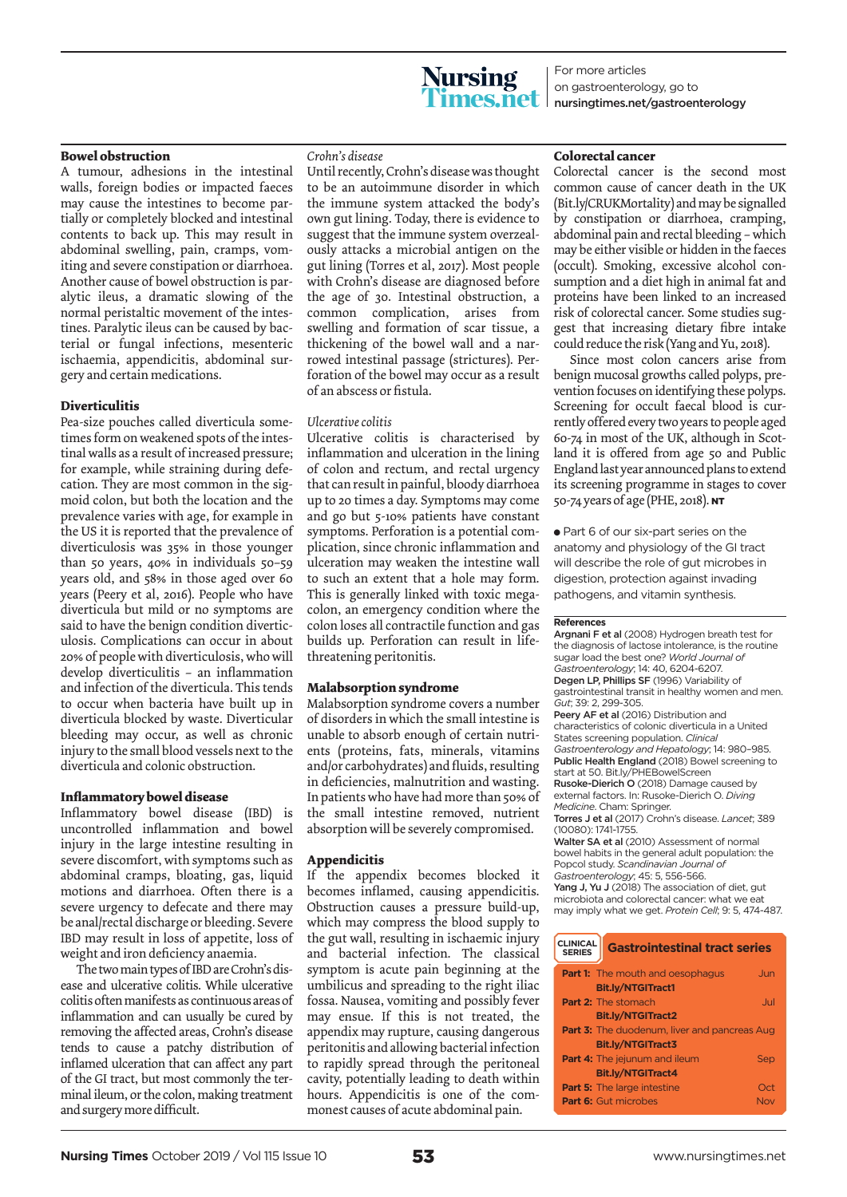For more articles on gastroenterology, go to nursingtimes.net/gastroenterology

### Bowel obstruction

A tumour, adhesions in the intestinal walls, foreign bodies or impacted faeces may cause the intestines to become partially or completely blocked and intestinal contents to back up. This may result in abdominal swelling, pain, cramps, vomiting and severe constipation or diarrhoea. Another cause of bowel obstruction is paralytic ileus, a dramatic slowing of the normal peristaltic movement of the intestines. Paralytic ileus can be caused by bacterial or fungal infections, mesenteric ischaemia, appendicitis, abdominal surgery and certain medications.

### Diverticulitis

Pea-size pouches called diverticula sometimes form on weakened spots of the intestinal walls as a result of increased pressure; for example, while straining during defecation. They are most common in the sigmoid colon, but both the location and the prevalence varies with age, for example in the US it is reported that the prevalence of diverticulosis was 35% in those younger than 50 years, 40% in individuals 50-59 years old, and 58% in those aged over 60 years (Peery et al, 2016). People who have diverticula but mild or no symptoms are said to have the benign condition diverticulosis. Complications can occur in about 20% of people with diverticulosis, who will develop diverticulitis – an inflammation and infection of the diverticula. This tends to occur when bacteria have built up in diverticula blocked by waste. Diverticular bleeding may occur, as well as chronic injury to the small blood vessels next to the diverticula and colonic obstruction.

### Inflammatory bowel disease

Inflammatory bowel disease (IBD) is uncontrolled inflammation and bowel injury in the large intestine resulting in severe discomfort, with symptoms such as abdominal cramps, bloating, gas, liquid motions and diarrhoea. Often there is a severe urgency to defecate and there may be anal/rectal discharge or bleeding. Severe IBD may result in loss of appetite, loss of weight and iron deficiency anaemia.

The two main types of IBD are Crohn's disease and ulcerative colitis. While ulcerative colitis often manifests as continuous areas of inflammation and can usually be cured by removing the affected areas, Crohn's disease tends to cause a patchy distribution of inflamed ulceration that can affect any part of the GI tract, but most commonly the terminal ileum, or the colon, making treatment and surgery more difficult.

*Crohn's disease*

Until recently, Crohn's disease was thought to be an autoimmune disorder in which the immune system attacked the body's own gut lining. Today, there is evidence to suggest that the immune system overzealously attacks a microbial antigen on the gut lining (Torres et al, 2017). Most people with Crohn's disease are diagnosed before the age of 30. Intestinal obstruction, a common complication, arises from swelling and formation of scar tissue, a thickening of the bowel wall and a narrowed intestinal passage (strictures). Perforation of the bowel may occur as a result of an abscess or fistula.

*Ulcerative colitis*

Ulcerative colitis is characterised by inflammation and ulceration in the lining of colon and rectum, and rectal urgency that can result in painful, bloody diarrhoea up to 20 times a day. Symptoms may come and go but 5-10% patients have constant symptoms. Perforation is a potential complication, since chronic inflammation and ulceration may weaken the intestine wall to such an extent that a hole may form. This is generally linked with toxic megacolon, an emergency condition where the colon loses all contractile function and gas builds up. Perforation can result in life-threatening peritonitis.

### Malabsorption syndrome

Malabsorption syndrome covers a number of disorders in which the small intestine is unable to absorb enough of certain nutrients (proteins, fats, minerals, vitamins and/or carbohydrates) and fluids, resulting in deficiencies, malnutrition and wasting. In patients who have had more than 50% of the small intestine removed, nutrient absorption will be severely compromised.

### Appendicitis

If the appendix becomes blocked it becomes inflamed, causing appendicitis. Obstruction causes a pressure build-up, which may compress the blood supply to the gut wall, resulting in ischaemic injury and bacterial infection. The classical symptom is acute pain beginning at the umbilicus and spreading to the right iliac fossa. Nausea, vomiting and possibly fever may ensue. If this is not treated, the appendix may rupture, causing dangerous peritonitis and allowing bacterial infection to rapidly spread through the peritoneal cavity, potentially leading to death within hours. Appendicitis is one of the commonest causes of acute abdominal pain.

### Colorectal cancer

Colorectal cancer is the second most common cause of cancer death in the UK (Bit.ly/CRUKMortality) and may be signalled by constipation or diarrhoea, cramping, abdominal pain and rectal bleeding – which may be either visible or hidden in the faeces (occult). Smoking, excessive alcohol consumption and a diet high in animal fat and proteins have been linked to an increased risk of colorectal cancer. Some studies suggest that increasing dietary fibre intake could reduce the risk (Yang and Yu, 2018).

Since most colon cancers arise from benign mucosal growths called polyps, prevention focuses on identifying these polyps. Screening for occult faecal blood is currently offered every two years to people aged 60-74 in most of the UK, although in Scotland it is offered from age 50 and Public England last year announced plans to extend its screening programme in stages to cover 50-74 years of age (PHE, 2018). **NT**

- Part 6 of our six-part series on the anatomy and physiology of the GI tract will describe the role of gut microbes in digestion, protection against invading pathogens, and vitamin synthesis.

#### References

**Argnani F et al** (2008) Hydrogen breath test for the diagnosis of lactose intolerance, is the routine sugar load the best one? *World Journal of Gastroenterology*; 14: 40, 6204-6207.

**Degen LP, Phillips SF** (1996) Variability of gastrointestinal transit in healthy women and men. *Gut*; 39: 2, 299-305.

**Peery AF et al** (2016) Distribution and characteristics of colonic diverticula in a United States screening population. *Clinical Gastroenterology and Hepatology*; 14: 980–985.

**Public Health England** (2018) Bowel screening to start at 50. Bit.ly/PHEBowelScreen

**Rusoke-Dierich O** (2018) Damage caused by external factors. In: Rusoke-Dierich O. *Diving Medicine*. Cham: Springer.

**Torres J et al** (2017) Crohn's disease. *Lancet*; 389 (10080): 1741-1755.

**Walter SA et al** (2010) Assessment of normal bowel habits in the general adult population: the Popcol study. *Scandinavian Journal of Gastroenterology*; 45: 5, 556-566.

**Yang J, Yu J** (2018) The association of diet, gut microbiota and colorectal cancer: what we eat may imply what we get. *Protein Cell*; 9: 5, 474-487.

**CLINICAL SERIES — Gastrointestinal tract series**

| | | |
|---|---|---|
| **Part 1:** The mouth and oesophagus **Bit.ly/NTGITract1** | | Jun |
| **Part 2:** The stomach **Bit.ly/NTGITract2** | | Jul |
| **Part 3:** The duodenum, liver and pancreas **Bit.ly/NTGITract3** | | Aug |
| **Part 4:** The jejunum and ileum **Bit.ly/NTGITract4** | | Sep |
| **Part 5:** The large intestine | | Oct |
| **Part 6:** Gut microbes | | Nov |